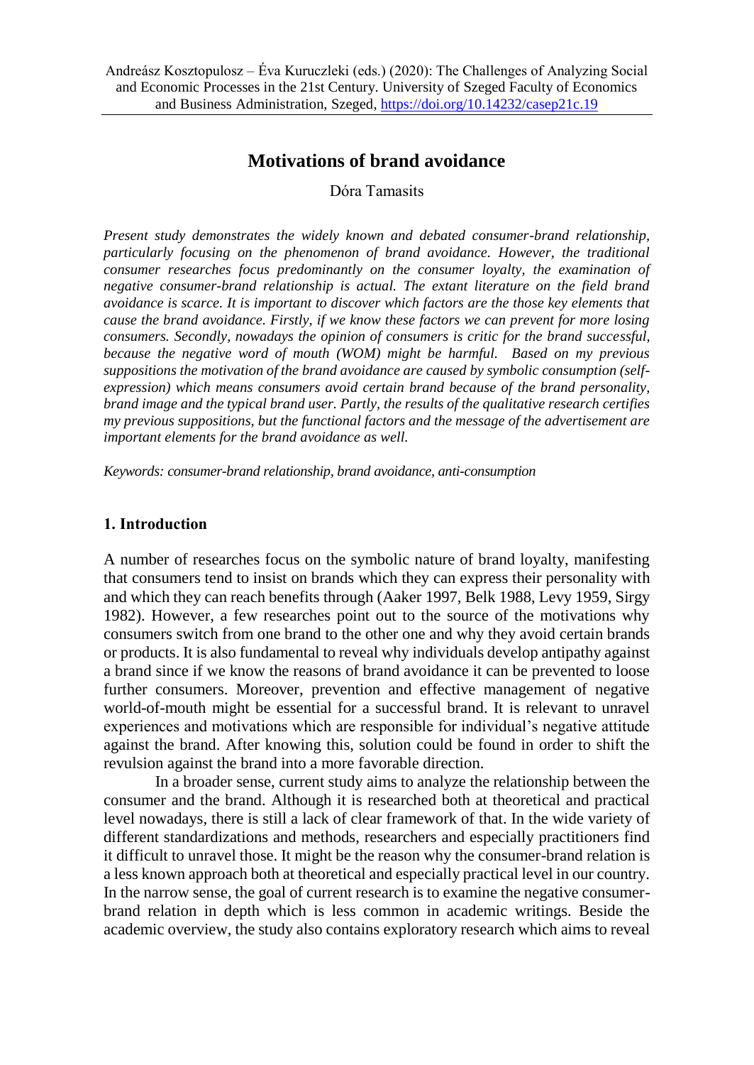Andreász Kosztopulosz – Éva Kuruczleki (eds.) (2020): The Challenges of Analyzing Social and Economic Processes in the 21st Century. University of Szeged Faculty of Economics and Business Administration, Szeged, https://doi.org/10.14232/casep21c.19

# Motivations of brand avoidance

Dóra Tamasits

*Present study demonstrates the widely known and debated consumer-brand relationship, particularly focusing on the phenomenon of brand avoidance. However, the traditional consumer researches focus predominantly on the consumer loyalty, the examination of negative consumer-brand relationship is actual. The extant literature on the field brand avoidance is scarce. It is important to discover which factors are the those key elements that cause the brand avoidance. Firstly, if we know these factors we can prevent for more losing consumers. Secondly, nowadays the opinion of consumers is critic for the brand successful, because the negative word of mouth (WOM) might be harmful. Based on my previous suppositions the motivation of the brand avoidance are caused by symbolic consumption (self-expression) which means consumers avoid certain brand because of the brand personality, brand image and the typical brand user. Partly, the results of the qualitative research certifies my previous suppositions, but the functional factors and the message of the advertisement are important elements for the brand avoidance as well.*

*Keywords: consumer-brand relationship, brand avoidance, anti-consumption*

## 1. Introduction

A number of researches focus on the symbolic nature of brand loyalty, manifesting that consumers tend to insist on brands which they can express their personality with and which they can reach benefits through (Aaker 1997, Belk 1988, Levy 1959, Sirgy 1982). However, a few researches point out to the source of the motivations why consumers switch from one brand to the other one and why they avoid certain brands or products. It is also fundamental to reveal why individuals develop antipathy against a brand since if we know the reasons of brand avoidance it can be prevented to loose further consumers. Moreover, prevention and effective management of negative world-of-mouth might be essential for a successful brand. It is relevant to unravel experiences and motivations which are responsible for individual's negative attitude against the brand. After knowing this, solution could be found in order to shift the revulsion against the brand into a more favorable direction.

In a broader sense, current study aims to analyze the relationship between the consumer and the brand. Although it is researched both at theoretical and practical level nowadays, there is still a lack of clear framework of that. In the wide variety of different standardizations and methods, researchers and especially practitioners find it difficult to unravel those. It might be the reason why the consumer-brand relation is a less known approach both at theoretical and especially practical level in our country. In the narrow sense, the goal of current research is to examine the negative consumer-brand relation in depth which is less common in academic writings. Beside the academic overview, the study also contains exploratory research which aims to reveal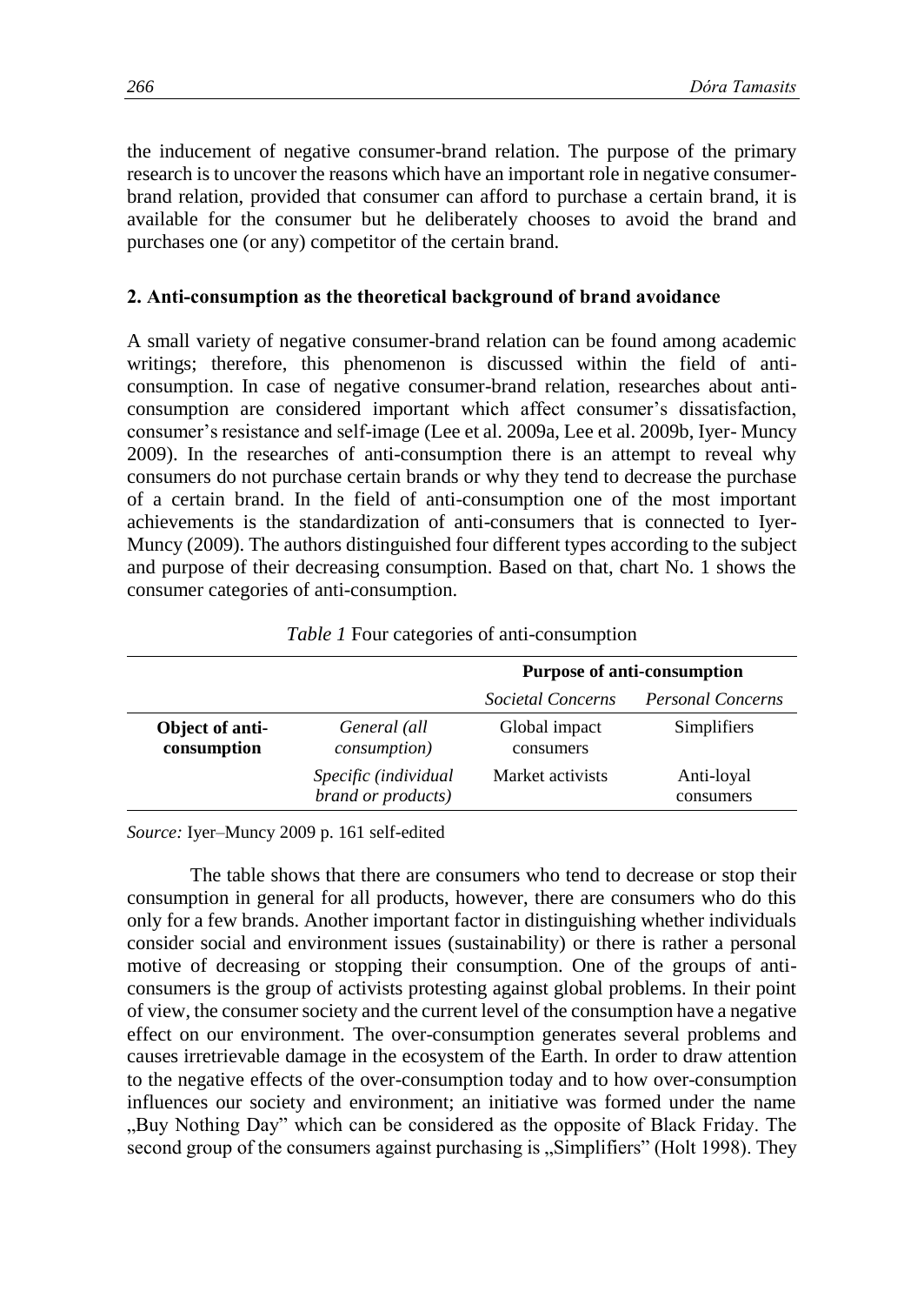the inducement of negative consumer-brand relation. The purpose of the primary research is to uncover the reasons which have an important role in negative consumer-brand relation, provided that consumer can afford to purchase a certain brand, it is available for the consumer but he deliberately chooses to avoid the brand and purchases one (or any) competitor of the certain brand.

## 2. Anti-consumption as the theoretical background of brand avoidance

A small variety of negative consumer-brand relation can be found among academic writings; therefore, this phenomenon is discussed within the field of anti-consumption. In case of negative consumer-brand relation, researches about anti-consumption are considered important which affect consumer's dissatisfaction, consumer's resistance and self-image (Lee et al. 2009a, Lee et al. 2009b, Iyer- Muncy 2009). In the researches of anti-consumption there is an attempt to reveal why consumers do not purchase certain brands or why they tend to decrease the purchase of a certain brand. In the field of anti-consumption one of the most important achievements is the standardization of anti-consumers that is connected to Iyer-Muncy (2009). The authors distinguished four different types according to the subject and purpose of their decreasing consumption. Based on that, chart No. 1 shows the consumer categories of anti-consumption.

*Table 1* Four categories of anti-consumption

| | | **Purpose of anti-consumption** | |
|---|---|---|---|
| | | *Societal Concerns* | *Personal Concerns* |
| **Object of anti-consumption** | *General (all consumption)* | Global impact consumers | Simplifiers |
| | *Specific (individual brand or products)* | Market activists | Anti-loyal consumers |

*Source:* Iyer–Muncy 2009 p. 161 self-edited

The table shows that there are consumers who tend to decrease or stop their consumption in general for all products, however, there are consumers who do this only for a few brands. Another important factor in distinguishing whether individuals consider social and environment issues (sustainability) or there is rather a personal motive of decreasing or stopping their consumption. One of the groups of anti-consumers is the group of activists protesting against global problems. In their point of view, the consumer society and the current level of the consumption have a negative effect on our environment. The over-consumption generates several problems and causes irretrievable damage in the ecosystem of the Earth. In order to draw attention to the negative effects of the over-consumption today and to how over-consumption influences our society and environment; an initiative was formed under the name „Buy Nothing Day" which can be considered as the opposite of Black Friday. The second group of the consumers against purchasing is „Simplifiers" (Holt 1998). They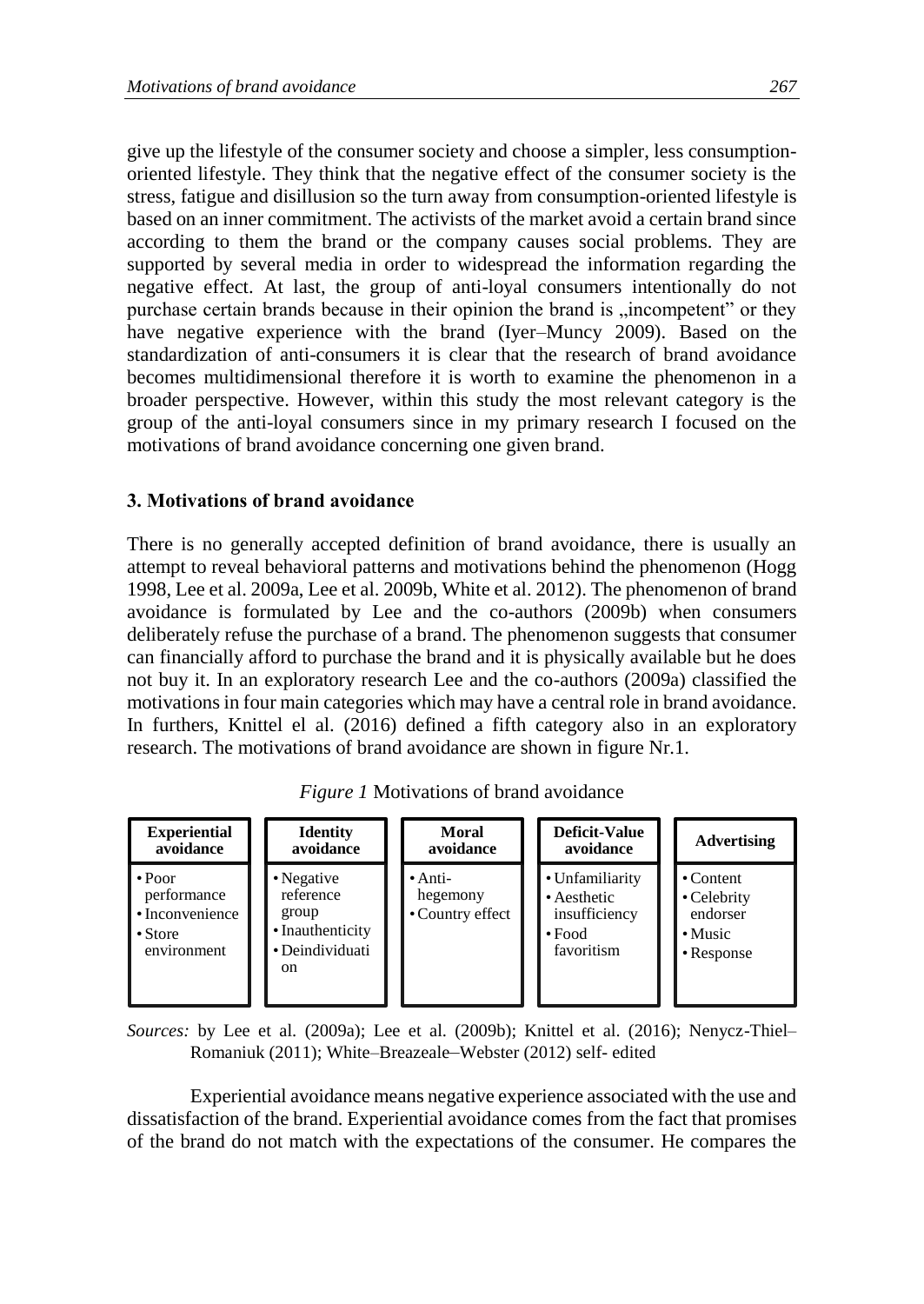give up the lifestyle of the consumer society and choose a simpler, less consumption-oriented lifestyle. They think that the negative effect of the consumer society is the stress, fatigue and disillusion so the turn away from consumption-oriented lifestyle is based on an inner commitment. The activists of the market avoid a certain brand since according to them the brand or the company causes social problems. They are supported by several media in order to widespread the information regarding the negative effect. At last, the group of anti-loyal consumers intentionally do not purchase certain brands because in their opinion the brand is „incompetent" or they have negative experience with the brand (Iyer–Muncy 2009). Based on the standardization of anti-consumers it is clear that the research of brand avoidance becomes multidimensional therefore it is worth to examine the phenomenon in a broader perspective. However, within this study the most relevant category is the group of the anti-loyal consumers since in my primary research I focused on the motivations of brand avoidance concerning one given brand.

### 3. Motivations of brand avoidance

There is no generally accepted definition of brand avoidance, there is usually an attempt to reveal behavioral patterns and motivations behind the phenomenon (Hogg 1998, Lee et al. 2009a, Lee et al. 2009b, White et al. 2012). The phenomenon of brand avoidance is formulated by Lee and the co-authors (2009b) when consumers deliberately refuse the purchase of a brand. The phenomenon suggests that consumer can financially afford to purchase the brand and it is physically available but he does not buy it. In an exploratory research Lee and the co-authors (2009a) classified the motivations in four main categories which may have a central role in brand avoidance. In furthers, Knittel el al. (2016) defined a fifth category also in an exploratory research. The motivations of brand avoidance are shown in figure Nr.1.

*Figure 1* Motivations of brand avoidance

| Experiential avoidance | Identity avoidance | Moral avoidance | Deficit-Value avoidance | Advertising |
|---|---|---|---|---|
| • Poor performance<br>• Inconvenience<br>• Store environment | • Negative reference group<br>• Inauthenticity<br>• Deindividuation | • Anti-hegemony<br>• Country effect | • Unfamiliarity<br>• Aesthetic insufficiency<br>• Food favoritism | • Content<br>• Celebrity endorser<br>• Music<br>• Response |

*Sources:* by Lee et al. (2009a); Lee et al. (2009b); Knittel et al. (2016); Nenycz-Thiel–Romaniuk (2011); White–Breazeale–Webster (2012) self- edited

Experiential avoidance means negative experience associated with the use and dissatisfaction of the brand. Experiential avoidance comes from the fact that promises of the brand do not match with the expectations of the consumer. He compares the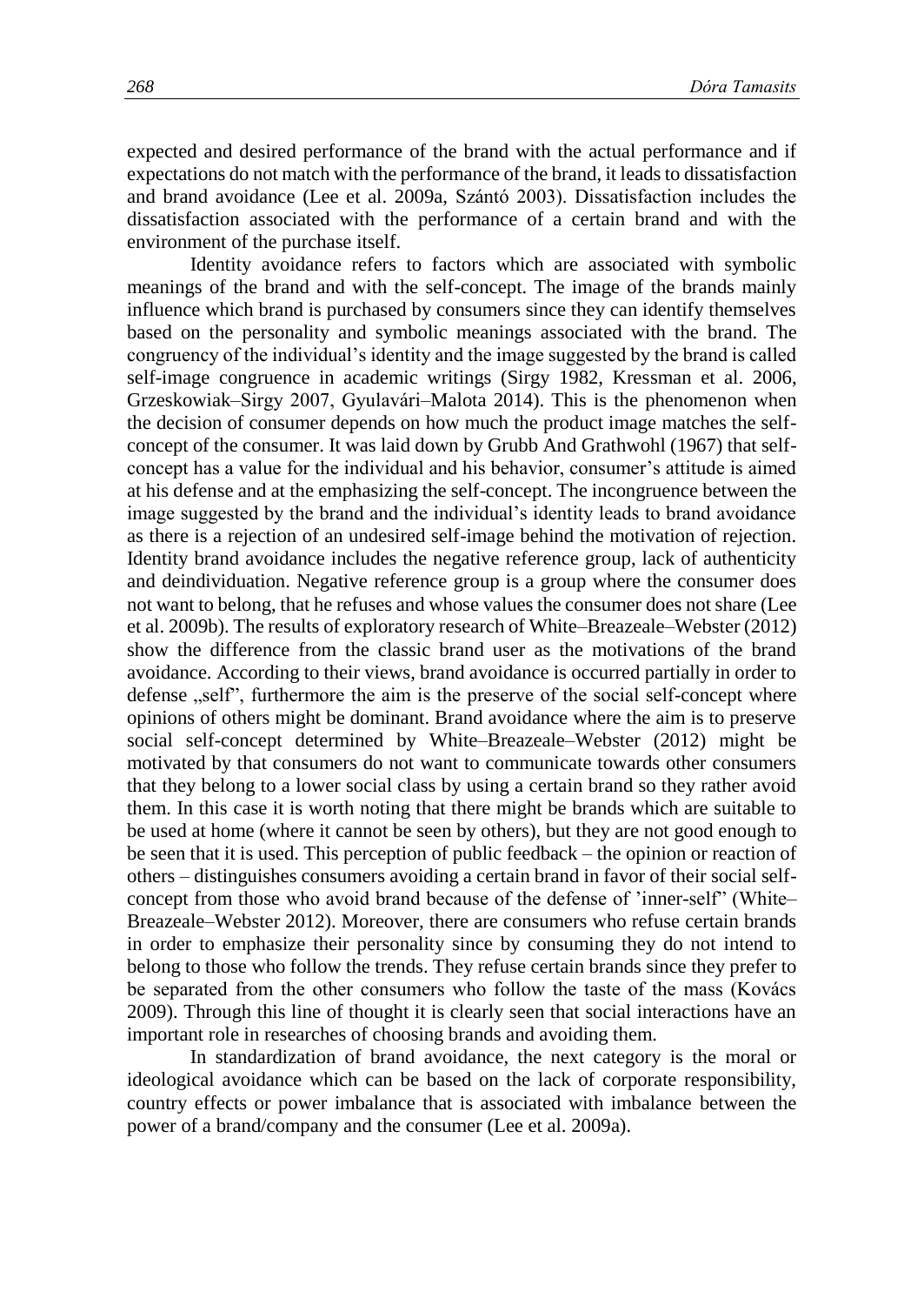expected and desired performance of the brand with the actual performance and if expectations do not match with the performance of the brand, it leads to dissatisfaction and brand avoidance (Lee et al. 2009a, Szántó 2003). Dissatisfaction includes the dissatisfaction associated with the performance of a certain brand and with the environment of the purchase itself.

Identity avoidance refers to factors which are associated with symbolic meanings of the brand and with the self-concept. The image of the brands mainly influence which brand is purchased by consumers since they can identify themselves based on the personality and symbolic meanings associated with the brand. The congruency of the individual's identity and the image suggested by the brand is called self-image congruence in academic writings (Sirgy 1982, Kressman et al. 2006, Grzeskowiak–Sirgy 2007, Gyulavári–Malota 2014). This is the phenomenon when the decision of consumer depends on how much the product image matches the self-concept of the consumer. It was laid down by Grubb And Grathwohl (1967) that self-concept has a value for the individual and his behavior, consumer's attitude is aimed at his defense and at the emphasizing the self-concept. The incongruence between the image suggested by the brand and the individual's identity leads to brand avoidance as there is a rejection of an undesired self-image behind the motivation of rejection. Identity brand avoidance includes the negative reference group, lack of authenticity and deindividuation. Negative reference group is a group where the consumer does not want to belong, that he refuses and whose values the consumer does not share (Lee et al. 2009b). The results of exploratory research of White–Breazeale–Webster (2012) show the difference from the classic brand user as the motivations of the brand avoidance. According to their views, brand avoidance is occurred partially in order to defense „self", furthermore the aim is the preserve of the social self-concept where opinions of others might be dominant. Brand avoidance where the aim is to preserve social self-concept determined by White–Breazeale–Webster (2012) might be motivated by that consumers do not want to communicate towards other consumers that they belong to a lower social class by using a certain brand so they rather avoid them. In this case it is worth noting that there might be brands which are suitable to be used at home (where it cannot be seen by others), but they are not good enough to be seen that it is used. This perception of public feedback – the opinion or reaction of others – distinguishes consumers avoiding a certain brand in favor of their social self-concept from those who avoid brand because of the defense of 'inner-self" (White–Breazeale–Webster 2012). Moreover, there are consumers who refuse certain brands in order to emphasize their personality since by consuming they do not intend to belong to those who follow the trends. They refuse certain brands since they prefer to be separated from the other consumers who follow the taste of the mass (Kovács 2009). Through this line of thought it is clearly seen that social interactions have an important role in researches of choosing brands and avoiding them.

In standardization of brand avoidance, the next category is the moral or ideological avoidance which can be based on the lack of corporate responsibility, country effects or power imbalance that is associated with imbalance between the power of a brand/company and the consumer (Lee et al. 2009a).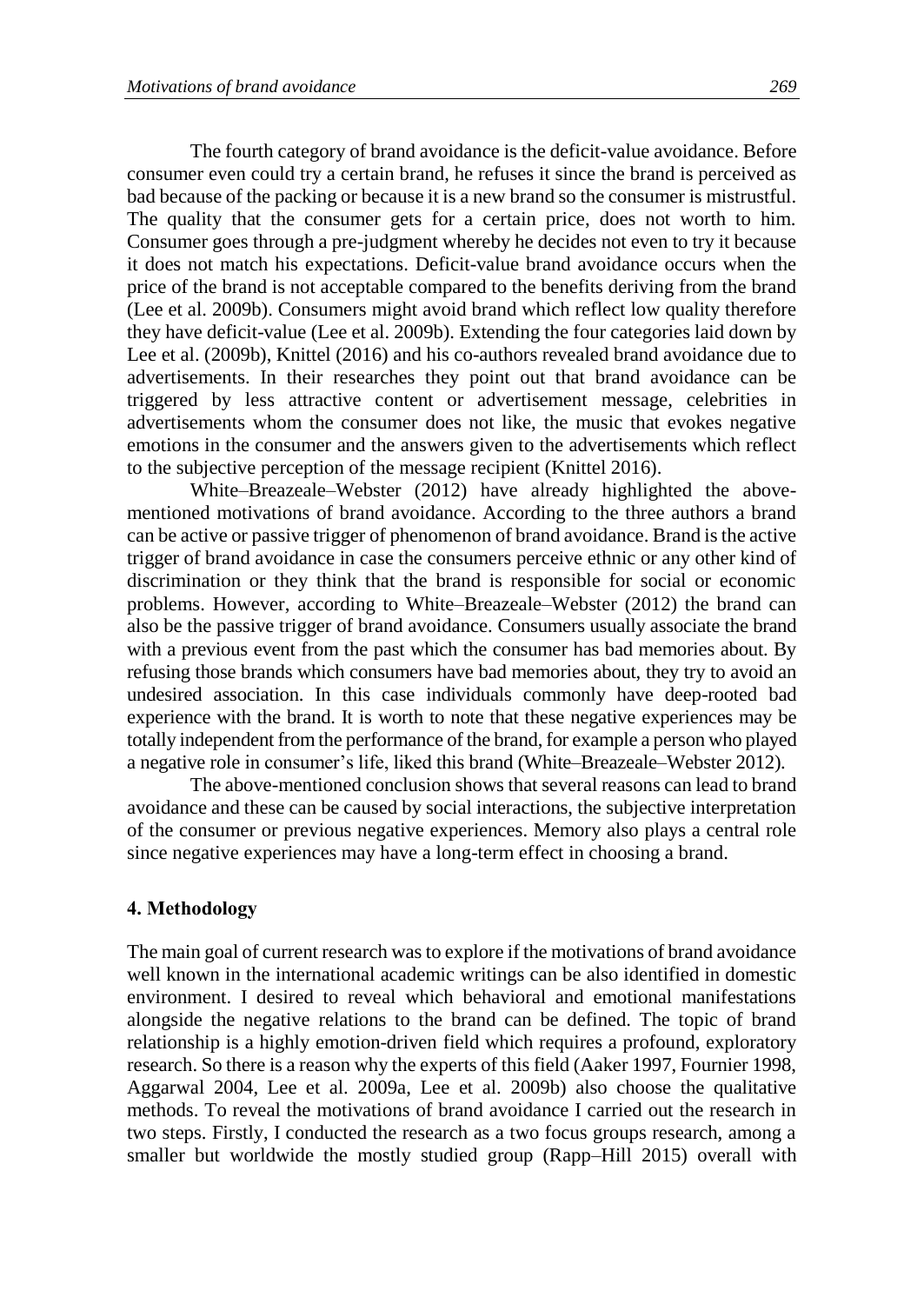The fourth category of brand avoidance is the deficit-value avoidance. Before consumer even could try a certain brand, he refuses it since the brand is perceived as bad because of the packing or because it is a new brand so the consumer is mistrustful. The quality that the consumer gets for a certain price, does not worth to him. Consumer goes through a pre-judgment whereby he decides not even to try it because it does not match his expectations. Deficit-value brand avoidance occurs when the price of the brand is not acceptable compared to the benefits deriving from the brand (Lee et al. 2009b). Consumers might avoid brand which reflect low quality therefore they have deficit-value (Lee et al. 2009b). Extending the four categories laid down by Lee et al. (2009b), Knittel (2016) and his co-authors revealed brand avoidance due to advertisements. In their researches they point out that brand avoidance can be triggered by less attractive content or advertisement message, celebrities in advertisements whom the consumer does not like, the music that evokes negative emotions in the consumer and the answers given to the advertisements which reflect to the subjective perception of the message recipient (Knittel 2016).

White–Breazeale–Webster (2012) have already highlighted the above-mentioned motivations of brand avoidance. According to the three authors a brand can be active or passive trigger of phenomenon of brand avoidance. Brand is the active trigger of brand avoidance in case the consumers perceive ethnic or any other kind of discrimination or they think that the brand is responsible for social or economic problems. However, according to White–Breazeale–Webster (2012) the brand can also be the passive trigger of brand avoidance. Consumers usually associate the brand with a previous event from the past which the consumer has bad memories about. By refusing those brands which consumers have bad memories about, they try to avoid an undesired association. In this case individuals commonly have deep-rooted bad experience with the brand. It is worth to note that these negative experiences may be totally independent from the performance of the brand, for example a person who played a negative role in consumer's life, liked this brand (White–Breazeale–Webster 2012).

The above-mentioned conclusion shows that several reasons can lead to brand avoidance and these can be caused by social interactions, the subjective interpretation of the consumer or previous negative experiences. Memory also plays a central role since negative experiences may have a long-term effect in choosing a brand.

## 4. Methodology

The main goal of current research was to explore if the motivations of brand avoidance well known in the international academic writings can be also identified in domestic environment. I desired to reveal which behavioral and emotional manifestations alongside the negative relations to the brand can be defined. The topic of brand relationship is a highly emotion-driven field which requires a profound, exploratory research. So there is a reason why the experts of this field (Aaker 1997, Fournier 1998, Aggarwal 2004, Lee et al. 2009a, Lee et al. 2009b) also choose the qualitative methods. To reveal the motivations of brand avoidance I carried out the research in two steps. Firstly, I conducted the research as a two focus groups research, among a smaller but worldwide the mostly studied group (Rapp–Hill 2015) overall with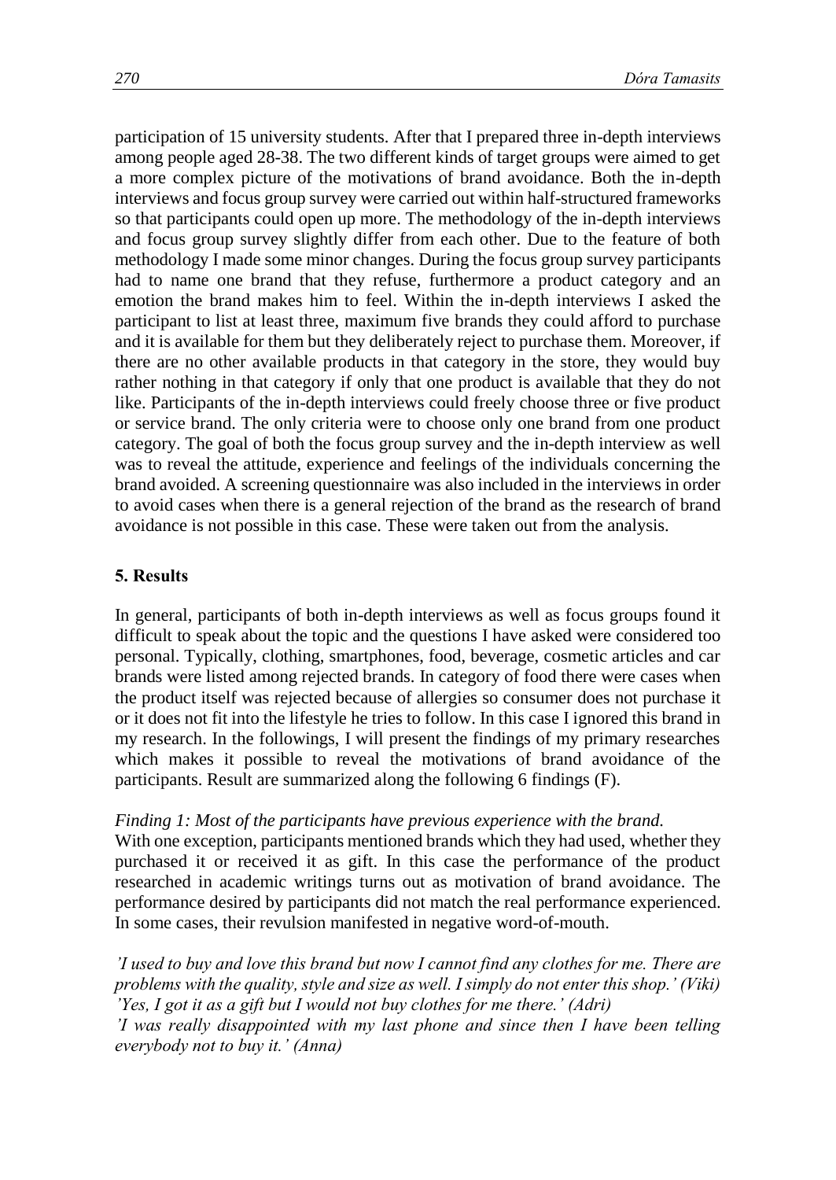participation of 15 university students. After that I prepared three in-depth interviews among people aged 28-38. The two different kinds of target groups were aimed to get a more complex picture of the motivations of brand avoidance. Both the in-depth interviews and focus group survey were carried out within half-structured frameworks so that participants could open up more. The methodology of the in-depth interviews and focus group survey slightly differ from each other. Due to the feature of both methodology I made some minor changes. During the focus group survey participants had to name one brand that they refuse, furthermore a product category and an emotion the brand makes him to feel. Within the in-depth interviews I asked the participant to list at least three, maximum five brands they could afford to purchase and it is available for them but they deliberately reject to purchase them. Moreover, if there are no other available products in that category in the store, they would buy rather nothing in that category if only that one product is available that they do not like. Participants of the in-depth interviews could freely choose three or five product or service brand. The only criteria were to choose only one brand from one product category. The goal of both the focus group survey and the in-depth interview as well was to reveal the attitude, experience and feelings of the individuals concerning the brand avoided. A screening questionnaire was also included in the interviews in order to avoid cases when there is a general rejection of the brand as the research of brand avoidance is not possible in this case. These were taken out from the analysis.

## 5. Results

In general, participants of both in-depth interviews as well as focus groups found it difficult to speak about the topic and the questions I have asked were considered too personal. Typically, clothing, smartphones, food, beverage, cosmetic articles and car brands were listed among rejected brands. In category of food there were cases when the product itself was rejected because of allergies so consumer does not purchase it or it does not fit into the lifestyle he tries to follow. In this case I ignored this brand in my research. In the followings, I will present the findings of my primary researches which makes it possible to reveal the motivations of brand avoidance of the participants. Result are summarized along the following 6 findings (F).

*Finding 1: Most of the participants have previous experience with the brand.*

With one exception, participants mentioned brands which they had used, whether they purchased it or received it as gift. In this case the performance of the product researched in academic writings turns out as motivation of brand avoidance. The performance desired by participants did not match the real performance experienced. In some cases, their revulsion manifested in negative word-of-mouth.

*'I used to buy and love this brand but now I cannot find any clothes for me. There are problems with the quality, style and size as well. I simply do not enter this shop.' (Viki)*
*'Yes, I got it as a gift but I would not buy clothes for me there.' (Adri)*
*'I was really disappointed with my last phone and since then I have been telling everybody not to buy it.' (Anna)*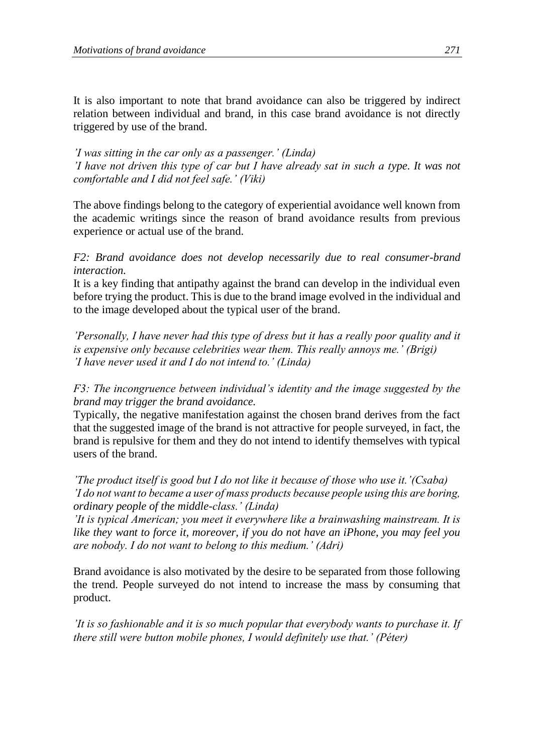It is also important to note that brand avoidance can also be triggered by indirect relation between individual and brand, in this case brand avoidance is not directly triggered by use of the brand.

*'I was sitting in the car only as a passenger.' (Linda)*
*'I have not driven this type of car but I have already sat in such a type. It was not comfortable and I did not feel safe.' (Viki)*

The above findings belong to the category of experiential avoidance well known from the academic writings since the reason of brand avoidance results from previous experience or actual use of the brand.

*F2: Brand avoidance does not develop necessarily due to real consumer-brand interaction.*
It is a key finding that antipathy against the brand can develop in the individual even before trying the product. This is due to the brand image evolved in the individual and to the image developed about the typical user of the brand.

*'Personally, I have never had this type of dress but it has a really poor quality and it is expensive only because celebrities wear them. This really annoys me.' (Brigi)*
*'I have never used it and I do not intend to.' (Linda)*

*F3: The incongruence between individual's identity and the image suggested by the brand may trigger the brand avoidance.*
Typically, the negative manifestation against the chosen brand derives from the fact that the suggested image of the brand is not attractive for people surveyed, in fact, the brand is repulsive for them and they do not intend to identify themselves with typical users of the brand.

*'The product itself is good but I do not like it because of those who use it.'(Csaba)*
*'I do not want to became a user of mass products because people using this are boring, ordinary people of the middle-class.' (Linda)*
*'It is typical American; you meet it everywhere like a brainwashing mainstream. It is like they want to force it, moreover, if you do not have an iPhone, you may feel you are nobody. I do not want to belong to this medium.' (Adri)*

Brand avoidance is also motivated by the desire to be separated from those following the trend. People surveyed do not intend to increase the mass by consuming that product.

*'It is so fashionable and it is so much popular that everybody wants to purchase it. If there still were button mobile phones, I would definitely use that.' (Péter)*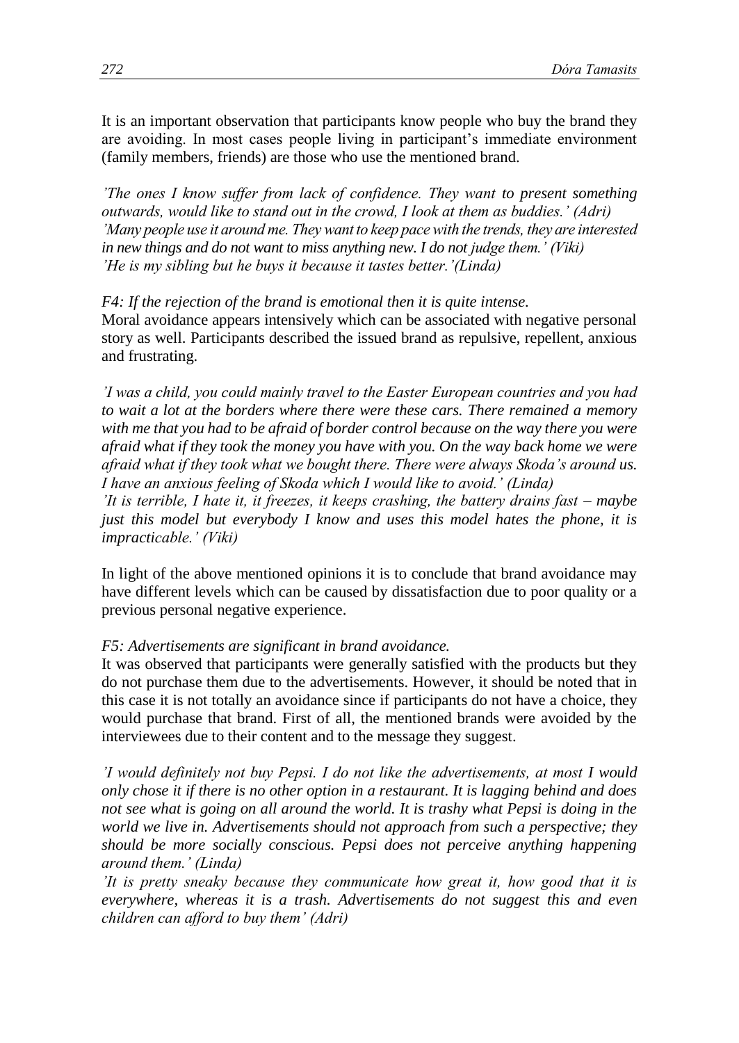It is an important observation that participants know people who buy the brand they are avoiding. In most cases people living in participant's immediate environment (family members, friends) are those who use the mentioned brand.

*'The ones I know suffer from lack of confidence. They want to present something outwards, would like to stand out in the crowd, I look at them as buddies.' (Adri)*
*'Many people use it around me. They want to keep pace with the trends, they are interested in new things and do not want to miss anything new. I do not judge them.' (Viki)*
*'He is my sibling but he buys it because it tastes better.'(Linda)*

*F4: If the rejection of the brand is emotional then it is quite intense.*
Moral avoidance appears intensively which can be associated with negative personal story as well. Participants described the issued brand as repulsive, repellent, anxious and frustrating.

*'I was a child, you could mainly travel to the Easter European countries and you had to wait a lot at the borders where there were these cars. There remained a memory with me that you had to be afraid of border control because on the way there you were afraid what if they took the money you have with you. On the way back home we were afraid what if they took what we bought there. There were always Skoda's around us. I have an anxious feeling of Skoda which I would like to avoid.' (Linda)*
*'It is terrible, I hate it, it freezes, it keeps crashing, the battery drains fast – maybe just this model but everybody I know and uses this model hates the phone, it is impracticable.' (Viki)*

In light of the above mentioned opinions it is to conclude that brand avoidance may have different levels which can be caused by dissatisfaction due to poor quality or a previous personal negative experience.

*F5: Advertisements are significant in brand avoidance.*
It was observed that participants were generally satisfied with the products but they do not purchase them due to the advertisements. However, it should be noted that in this case it is not totally an avoidance since if participants do not have a choice, they would purchase that brand. First of all, the mentioned brands were avoided by the interviewees due to their content and to the message they suggest.

*'I would definitely not buy Pepsi. I do not like the advertisements, at most I would only chose it if there is no other option in a restaurant. It is lagging behind and does not see what is going on all around the world. It is trashy what Pepsi is doing in the world we live in. Advertisements should not approach from such a perspective; they should be more socially conscious. Pepsi does not perceive anything happening around them.' (Linda)*
*'It is pretty sneaky because they communicate how great it, how good that it is everywhere, whereas it is a trash. Advertisements do not suggest this and even children can afford to buy them' (Adri)*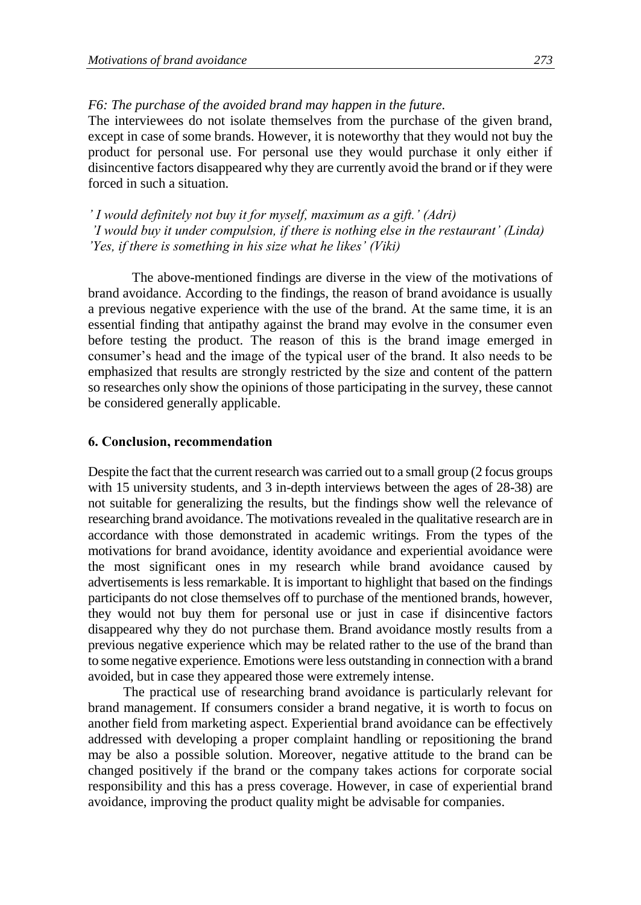*F6: The purchase of the avoided brand may happen in the future.*

The interviewees do not isolate themselves from the purchase of the given brand, except in case of some brands. However, it is noteworthy that they would not buy the product for personal use. For personal use they would purchase it only either if disincentive factors disappeared why they are currently avoid the brand or if they were forced in such a situation.

*' I would definitely not buy it for myself, maximum as a gift.' (Adri)*
*'I would buy it under compulsion, if there is nothing else in the restaurant' (Linda)*
*'Yes, if there is something in his size what he likes' (Viki)*

The above-mentioned findings are diverse in the view of the motivations of brand avoidance. According to the findings, the reason of brand avoidance is usually a previous negative experience with the use of the brand. At the same time, it is an essential finding that antipathy against the brand may evolve in the consumer even before testing the product. The reason of this is the brand image emerged in consumer's head and the image of the typical user of the brand. It also needs to be emphasized that results are strongly restricted by the size and content of the pattern so researches only show the opinions of those participating in the survey, these cannot be considered generally applicable.

## 6. Conclusion, recommendation

Despite the fact that the current research was carried out to a small group (2 focus groups with 15 university students, and 3 in-depth interviews between the ages of 28-38) are not suitable for generalizing the results, but the findings show well the relevance of researching brand avoidance. The motivations revealed in the qualitative research are in accordance with those demonstrated in academic writings. From the types of the motivations for brand avoidance, identity avoidance and experiential avoidance were the most significant ones in my research while brand avoidance caused by advertisements is less remarkable. It is important to highlight that based on the findings participants do not close themselves off to purchase of the mentioned brands, however, they would not buy them for personal use or just in case if disincentive factors disappeared why they do not purchase them. Brand avoidance mostly results from a previous negative experience which may be related rather to the use of the brand than to some negative experience. Emotions were less outstanding in connection with a brand avoided, but in case they appeared those were extremely intense.

The practical use of researching brand avoidance is particularly relevant for brand management. If consumers consider a brand negative, it is worth to focus on another field from marketing aspect. Experiential brand avoidance can be effectively addressed with developing a proper complaint handling or repositioning the brand may be also a possible solution. Moreover, negative attitude to the brand can be changed positively if the brand or the company takes actions for corporate social responsibility and this has a press coverage. However, in case of experiential brand avoidance, improving the product quality might be advisable for companies.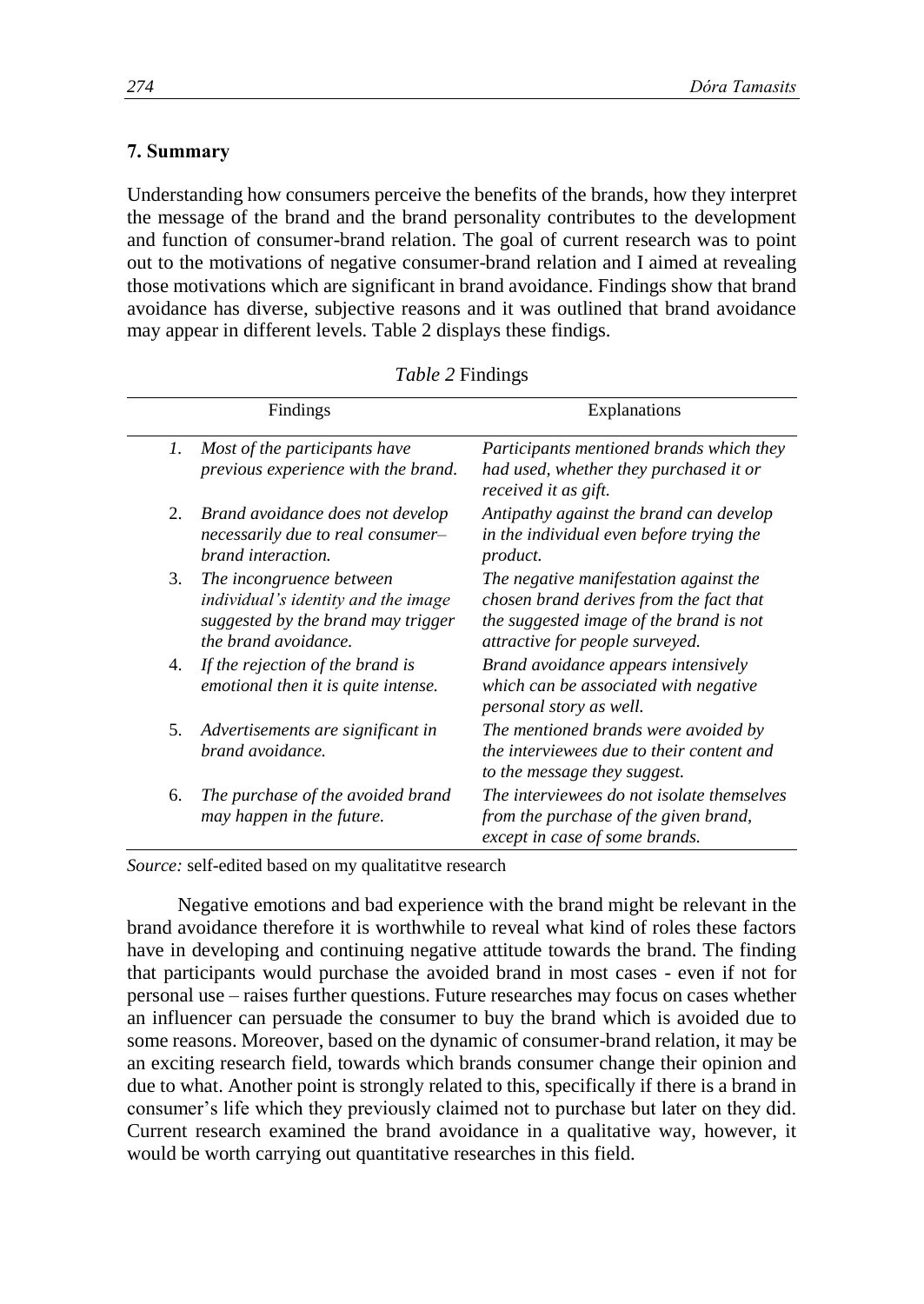## 7. Summary

Understanding how consumers perceive the benefits of the brands, how they interpret the message of the brand and the brand personality contributes to the development and function of consumer-brand relation. The goal of current research was to point out to the motivations of negative consumer-brand relation and I aimed at revealing those motivations which are significant in brand avoidance. Findings show that brand avoidance has diverse, subjective reasons and it was outlined that brand avoidance may appear in different levels. Table 2 displays these findigs.

*Table 2* Findings

| | Findings | Explanations |
|---|---|---|
| *1.* | *Most of the participants have previous experience with the brand.* | *Participants mentioned brands which they had used, whether they purchased it or received it as gift.* |
| 2. | *Brand avoidance does not develop necessarily due to real consumer–brand interaction.* | *Antipathy against the brand can develop in the individual even before trying the product.* |
| 3. | *The incongruence between individual's identity and the image suggested by the brand may trigger the brand avoidance.* | *The negative manifestation against the chosen brand derives from the fact that the suggested image of the brand is not attractive for people surveyed.* |
| 4. | *If the rejection of the brand is emotional then it is quite intense.* | *Brand avoidance appears intensively which can be associated with negative personal story as well.* |
| 5. | *Advertisements are significant in brand avoidance.* | *The mentioned brands were avoided by the interviewees due to their content and to the message they suggest.* |
| 6. | *The purchase of the avoided brand may happen in the future.* | *The interviewees do not isolate themselves from the purchase of the given brand, except in case of some brands.* |

*Source:* self-edited based on my qualitatitve research

Negative emotions and bad experience with the brand might be relevant in the brand avoidance therefore it is worthwhile to reveal what kind of roles these factors have in developing and continuing negative attitude towards the brand. The finding that participants would purchase the avoided brand in most cases - even if not for personal use – raises further questions. Future researches may focus on cases whether an influencer can persuade the consumer to buy the brand which is avoided due to some reasons. Moreover, based on the dynamic of consumer-brand relation, it may be an exciting research field, towards which brands consumer change their opinion and due to what. Another point is strongly related to this, specifically if there is a brand in consumer's life which they previously claimed not to purchase but later on they did. Current research examined the brand avoidance in a qualitative way, however, it would be worth carrying out quantitative researches in this field.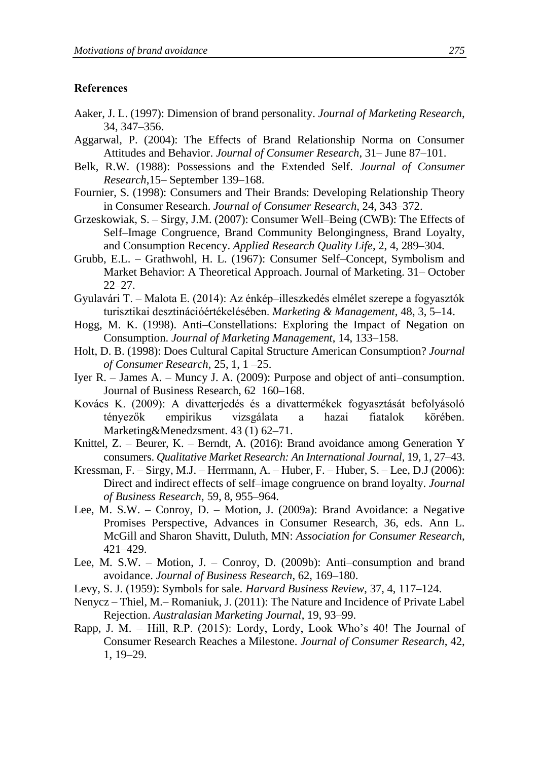## References

Aaker, J. L. (1997): Dimension of brand personality. *Journal of Marketing Research*, 34, 347–356.

Aggarwal, P. (2004): The Effects of Brand Relationship Norma on Consumer Attitudes and Behavior. *Journal of Consumer Research*, 31– June 87–101.

Belk, R.W. (1988): Possessions and the Extended Self. *Journal of Consumer Research*,15– September 139–168.

Fournier, S. (1998): Consumers and Their Brands: Developing Relationship Theory in Consumer Research. *Journal of Consumer Research*, 24, 343–372.

Grzeskowiak, S. – Sirgy, J.M. (2007): Consumer Well–Being (CWB): The Effects of Self–Image Congruence, Brand Community Belongingness, Brand Loyalty, and Consumption Recency. *Applied Research Quality Life*, 2, 4, 289–304.

Grubb, E.L. – Grathwohl, H. L. (1967): Consumer Self–Concept, Symbolism and Market Behavior: A Theoretical Approach. Journal of Marketing. 31– October 22–27.

Gyulavári T. – Malota E. (2014): Az énkép–illeszkedés elmélet szerepe a fogyasztók turisztikai desztinációértékelésében. *Marketing & Management*, 48, 3, 5–14.

Hogg, M. K. (1998). Anti–Constellations: Exploring the Impact of Negation on Consumption. *Journal of Marketing Management*, 14, 133–158.

Holt, D. B. (1998): Does Cultural Capital Structure American Consumption? *Journal of Consumer Research*, 25, 1, 1 –25.

Iyer R. – James A. – Muncy J. A. (2009): Purpose and object of anti–consumption. Journal of Business Research, 62 160–168.

Kovács K. (2009): A divatterjedés és a divattermékek fogyasztását befolyásoló tényezők empirikus vizsgálata a hazai fiatalok körében. Marketing&Menedzsment. 43 (1) 62–71.

Knittel, Z. – Beurer, K. – Berndt, A. (2016): Brand avoidance among Generation Y consumers. *Qualitative Market Research: An International Journal*, 19, 1, 27–43.

Kressman, F. – Sirgy, M.J. – Herrmann, A. – Huber, F. – Huber, S. – Lee, D.J (2006): Direct and indirect effects of self–image congruence on brand loyalty. *Journal of Business Research*, 59, 8, 955–964.

Lee, M. S.W. – Conroy, D. – Motion, J. (2009a): Brand Avoidance: a Negative Promises Perspective, Advances in Consumer Research, 36, eds. Ann L. McGill and Sharon Shavitt, Duluth, MN: *Association for Consumer Research*, 421–429.

Lee, M. S.W. – Motion, J. – Conroy, D. (2009b): Anti–consumption and brand avoidance. *Journal of Business Research*, 62, 169–180.

Levy, S. J. (1959): Symbols for sale. *Harvard Business Review*, 37, 4, 117–124.

Nenycz – Thiel, M.– Romaniuk, J. (2011): The Nature and Incidence of Private Label Rejection. *Australasian Marketing Journal*, 19, 93–99.

Rapp, J. M. – Hill, R.P. (2015): Lordy, Lordy, Look Who's 40! The Journal of Consumer Research Reaches a Milestone. *Journal of Consumer Research*, 42, 1, 19–29.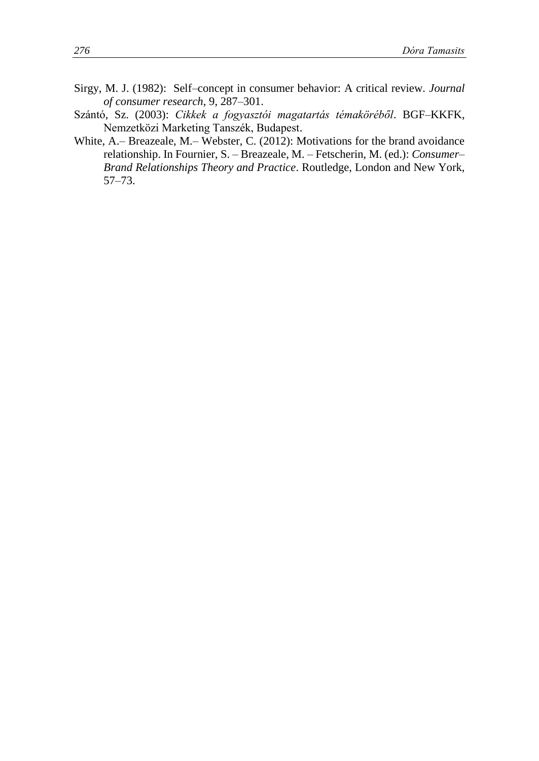Sirgy, M. J. (1982): Self–concept in consumer behavior: A critical review. *Journal of consumer research*, 9, 287–301.

Szántó, Sz. (2003): *Cikkek a fogyasztói magatartás témaköréből*. BGF–KKFK, Nemzetközi Marketing Tanszék, Budapest.

White, A.– Breazeale, M.– Webster, C. (2012): Motivations for the brand avoidance relationship. In Fournier, S. – Breazeale, M. – Fetscherin, M. (ed.): *Consumer–Brand Relationships Theory and Practice*. Routledge, London and New York, 57–73.